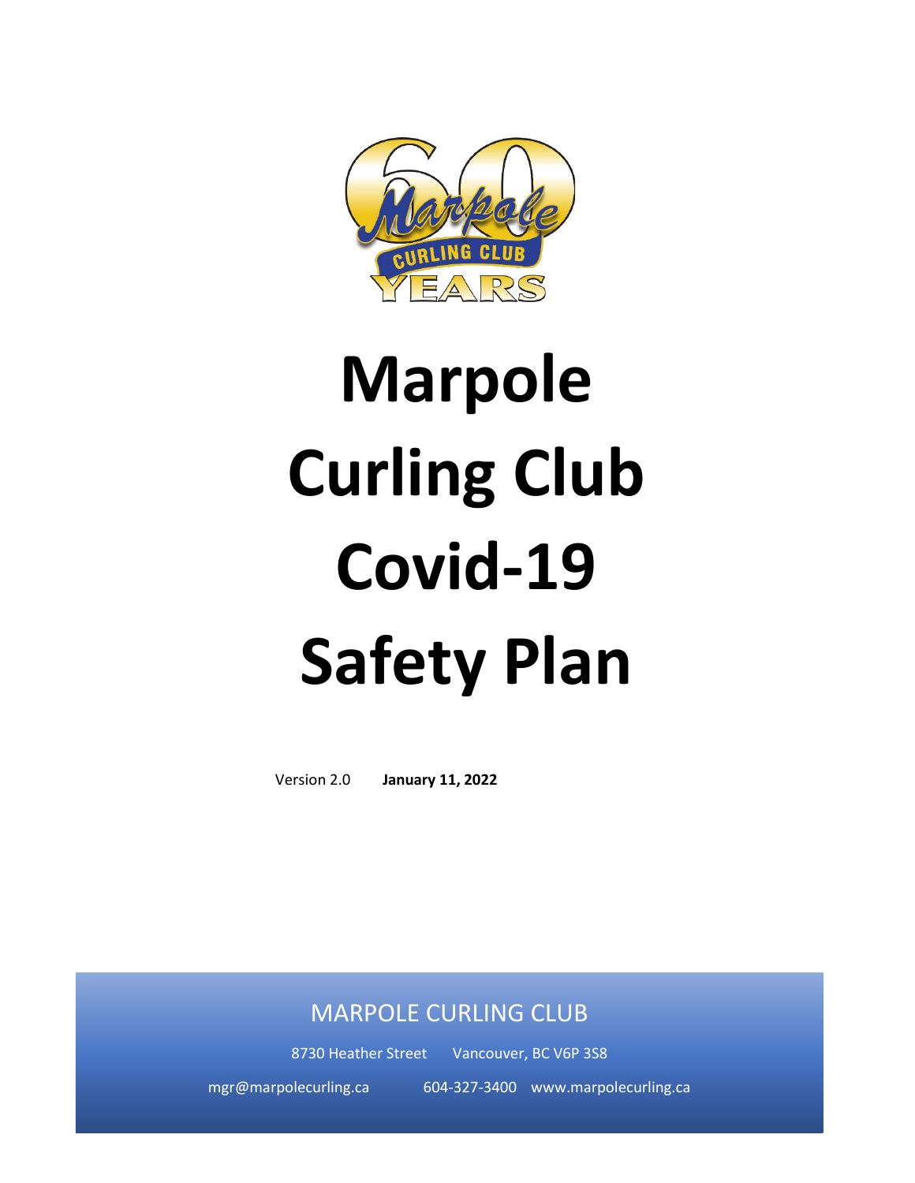# Marpole Curling Club Covid-19 Safety Plan

Version 2.0 **January 11, 2022**

MARPOLE CURLING CLUB

8730 Heather Street Vancouver, BC V6P 3S8

mgr@marpolecurling.ca 604-327-3400 www.marpolecurling.ca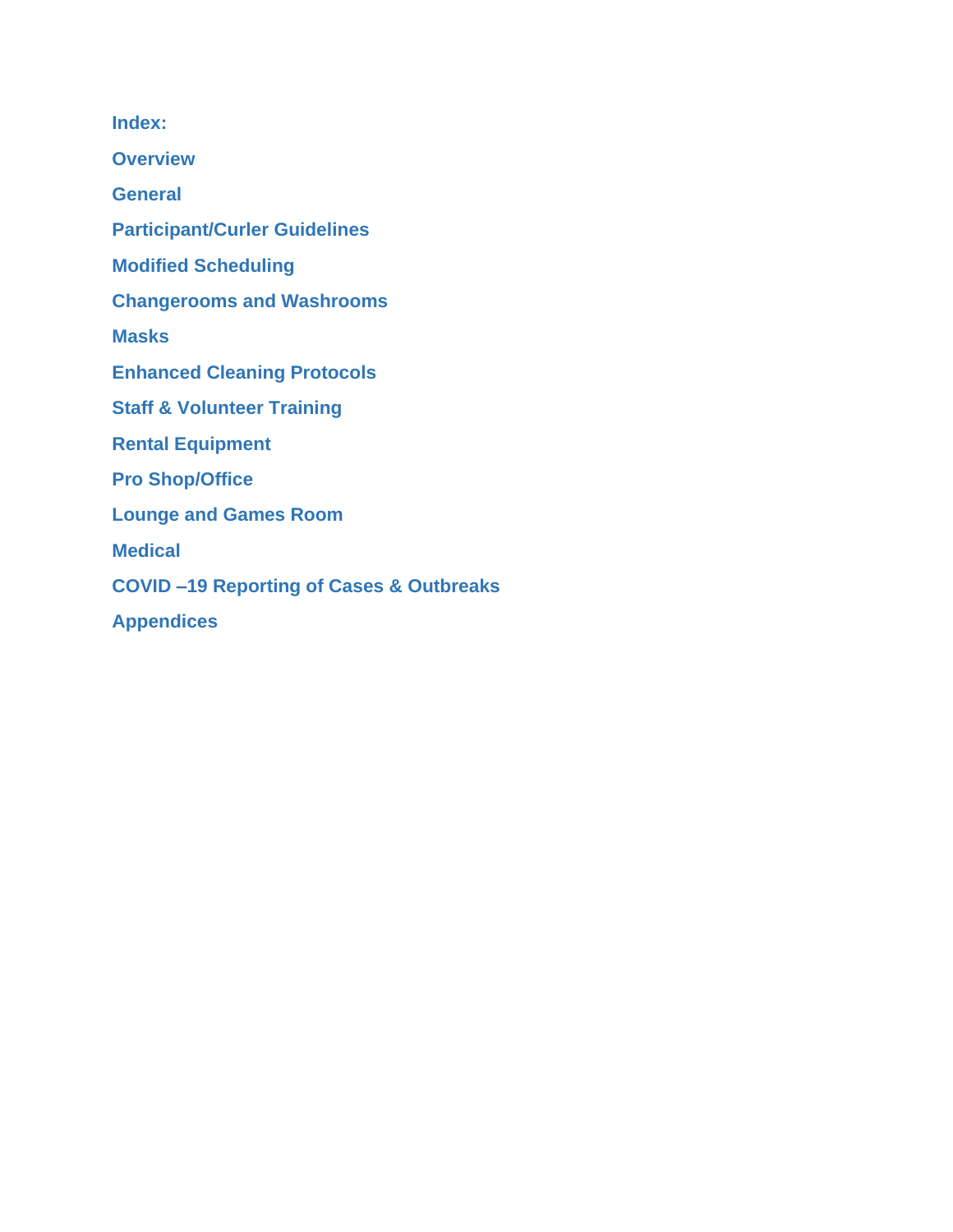**Index:**

**Overview**

**General**

**Participant/Curler Guidelines**

**Modified Scheduling**

**Changerooms and Washrooms**

**Masks**

**Enhanced Cleaning Protocols**

**Staff & Volunteer Training**

**Rental Equipment**

**Pro Shop/Office**

**Lounge and Games Room**

**Medical**

**COVID –19 Reporting of Cases & Outbreaks**

**Appendices**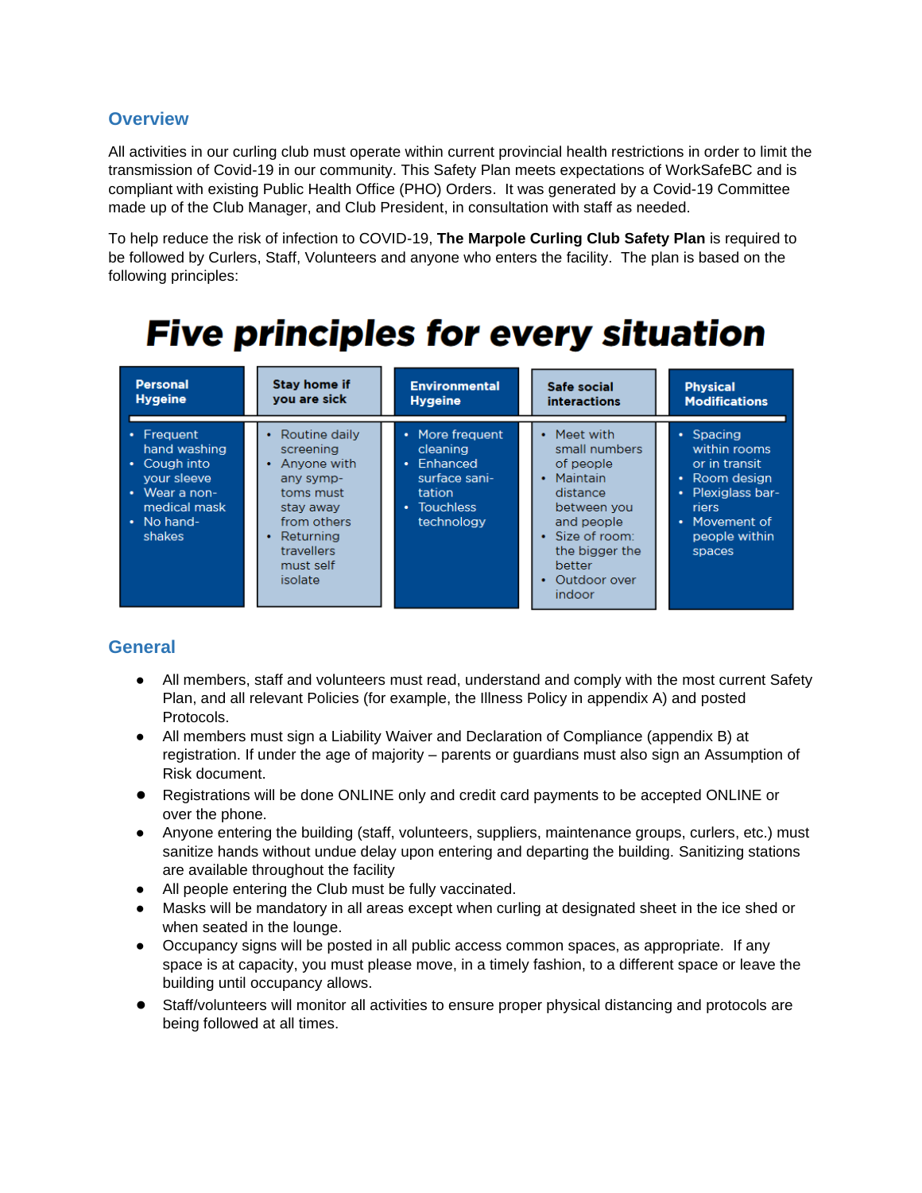## Overview

All activities in our curling club must operate within current provincial health restrictions in order to limit the transmission of Covid-19 in our community. This Safety Plan meets expectations of WorkSafeBC and is compliant with existing Public Health Office (PHO) Orders. It was generated by a Covid-19 Committee made up of the Club Manager, and Club President, in consultation with staff as needed.

To help reduce the risk of infection to COVID-19, **The Marpole Curling Club Safety Plan** is required to be followed by Curlers, Staff, Volunteers and anyone who enters the facility. The plan is based on the following principles:

# Five principles for every situation

| Personal Hygeine | Stay home if you are sick | Environmental Hygeine | Safe social interactions | Physical Modifications |
|---|---|---|---|---|
| • Frequent hand washing<br>• Cough into your sleeve<br>• Wear a non-medical mask<br>• No hand-shakes | • Routine daily screening<br>• Anyone with any symp-toms must stay away from others<br>• Returning travellers must self isolate | • More frequent cleaning<br>• Enhanced surface sani-tation<br>• Touchless technology | • Meet with small numbers of people<br>• Maintain distance between you and people<br>• Size of room: the bigger the better<br>• Outdoor over indoor | • Spacing within rooms or in transit<br>• Room design<br>• Plexiglass bar-riers<br>• Movement of people within spaces |

## General

- All members, staff and volunteers must read, understand and comply with the most current Safety Plan, and all relevant Policies (for example, the Illness Policy in appendix A) and posted Protocols.
- All members must sign a Liability Waiver and Declaration of Compliance (appendix B) at registration. If under the age of majority – parents or guardians must also sign an Assumption of Risk document.
- Registrations will be done ONLINE only and credit card payments to be accepted ONLINE or over the phone.
- Anyone entering the building (staff, volunteers, suppliers, maintenance groups, curlers, etc.) must sanitize hands without undue delay upon entering and departing the building. Sanitizing stations are available throughout the facility
- All people entering the Club must be fully vaccinated.
- Masks will be mandatory in all areas except when curling at designated sheet in the ice shed or when seated in the lounge.
- Occupancy signs will be posted in all public access common spaces, as appropriate. If any space is at capacity, you must please move, in a timely fashion, to a different space or leave the building until occupancy allows.
- Staff/volunteers will monitor all activities to ensure proper physical distancing and protocols are being followed at all times.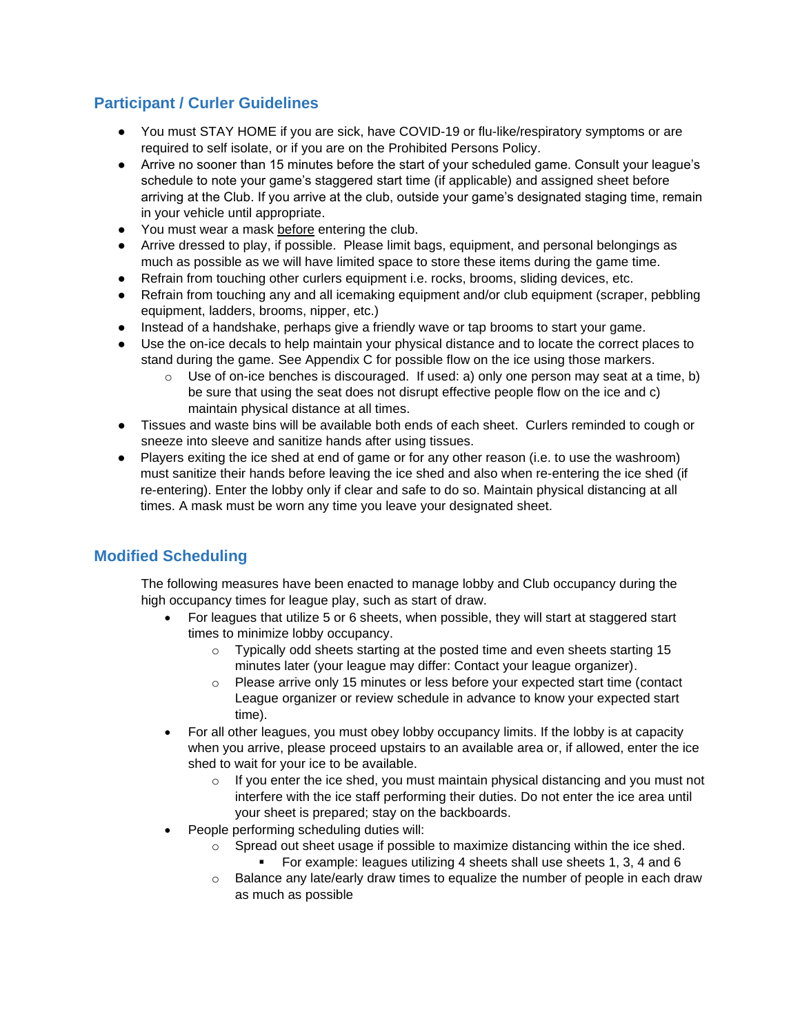## Participant / Curler Guidelines

- You must STAY HOME if you are sick, have COVID-19 or flu-like/respiratory symptoms or are required to self isolate, or if you are on the Prohibited Persons Policy.
- Arrive no sooner than 15 minutes before the start of your scheduled game. Consult your league's schedule to note your game's staggered start time (if applicable) and assigned sheet before arriving at the Club. If you arrive at the club, outside your game's designated staging time, remain in your vehicle until appropriate.
- You must wear a mask <u>before</u> entering the club.
- Arrive dressed to play, if possible. Please limit bags, equipment, and personal belongings as much as possible as we will have limited space to store these items during the game time.
- Refrain from touching other curlers equipment i.e. rocks, brooms, sliding devices, etc.
- Refrain from touching any and all icemaking equipment and/or club equipment (scraper, pebbling equipment, ladders, brooms, nipper, etc.)
- Instead of a handshake, perhaps give a friendly wave or tap brooms to start your game.
- Use the on-ice decals to help maintain your physical distance and to locate the correct places to stand during the game. See Appendix C for possible flow on the ice using those markers.
  - Use of on-ice benches is discouraged. If used: a) only one person may seat at a time, b) be sure that using the seat does not disrupt effective people flow on the ice and c) maintain physical distance at all times.
- Tissues and waste bins will be available both ends of each sheet. Curlers reminded to cough or sneeze into sleeve and sanitize hands after using tissues.
- Players exiting the ice shed at end of game or for any other reason (i.e. to use the washroom) must sanitize their hands before leaving the ice shed and also when re-entering the ice shed (if re-entering). Enter the lobby only if clear and safe to do so. Maintain physical distancing at all times. A mask must be worn any time you leave your designated sheet.

## Modified Scheduling

The following measures have been enacted to manage lobby and Club occupancy during the high occupancy times for league play, such as start of draw.

- For leagues that utilize 5 or 6 sheets, when possible, they will start at staggered start times to minimize lobby occupancy.
  - Typically odd sheets starting at the posted time and even sheets starting 15 minutes later (your league may differ: Contact your league organizer).
  - Please arrive only 15 minutes or less before your expected start time (contact League organizer or review schedule in advance to know your expected start time).
- For all other leagues, you must obey lobby occupancy limits. If the lobby is at capacity when you arrive, please proceed upstairs to an available area or, if allowed, enter the ice shed to wait for your ice to be available.
  - If you enter the ice shed, you must maintain physical distancing and you must not interfere with the ice staff performing their duties. Do not enter the ice area until your sheet is prepared; stay on the backboards.
- People performing scheduling duties will:
  - Spread out sheet usage if possible to maximize distancing within the ice shed.
    - For example: leagues utilizing 4 sheets shall use sheets 1, 3, 4 and 6
  - Balance any late/early draw times to equalize the number of people in each draw as much as possible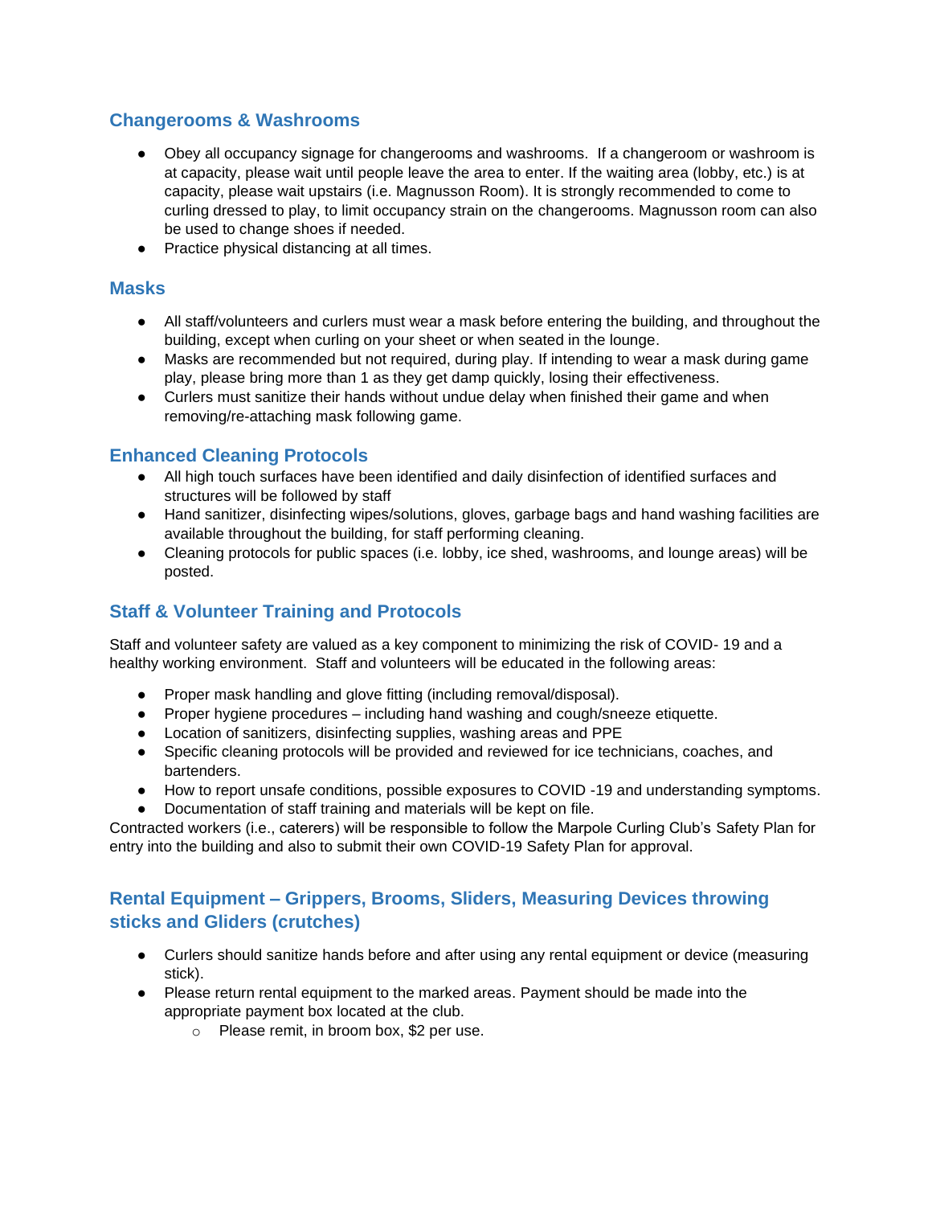## Changerooms & Washrooms

- Obey all occupancy signage for changerooms and washrooms. If a changeroom or washroom is at capacity, please wait until people leave the area to enter. If the waiting area (lobby, etc.) is at capacity, please wait upstairs (i.e. Magnusson Room). It is strongly recommended to come to curling dressed to play, to limit occupancy strain on the changerooms. Magnusson room can also be used to change shoes if needed.
- Practice physical distancing at all times.

## Masks

- All staff/volunteers and curlers must wear a mask before entering the building, and throughout the building, except when curling on your sheet or when seated in the lounge.
- Masks are recommended but not required, during play. If intending to wear a mask during game play, please bring more than 1 as they get damp quickly, losing their effectiveness.
- Curlers must sanitize their hands without undue delay when finished their game and when removing/re-attaching mask following game.

## Enhanced Cleaning Protocols

- All high touch surfaces have been identified and daily disinfection of identified surfaces and structures will be followed by staff
- Hand sanitizer, disinfecting wipes/solutions, gloves, garbage bags and hand washing facilities are available throughout the building, for staff performing cleaning.
- Cleaning protocols for public spaces (i.e. lobby, ice shed, washrooms, and lounge areas) will be posted.

## Staff & Volunteer Training and Protocols

Staff and volunteer safety are valued as a key component to minimizing the risk of COVID- 19 and a healthy working environment. Staff and volunteers will be educated in the following areas:

- Proper mask handling and glove fitting (including removal/disposal).
- Proper hygiene procedures – including hand washing and cough/sneeze etiquette.
- Location of sanitizers, disinfecting supplies, washing areas and PPE
- Specific cleaning protocols will be provided and reviewed for ice technicians, coaches, and bartenders.
- How to report unsafe conditions, possible exposures to COVID -19 and understanding symptoms.
- Documentation of staff training and materials will be kept on file.

Contracted workers (i.e., caterers) will be responsible to follow the Marpole Curling Club's Safety Plan for entry into the building and also to submit their own COVID-19 Safety Plan for approval.

## Rental Equipment – Grippers, Brooms, Sliders, Measuring Devices throwing sticks and Gliders (crutches)

- Curlers should sanitize hands before and after using any rental equipment or device (measuring stick).
- Please return rental equipment to the marked areas. Payment should be made into the appropriate payment box located at the club.
  - Please remit, in broom box, $2 per use.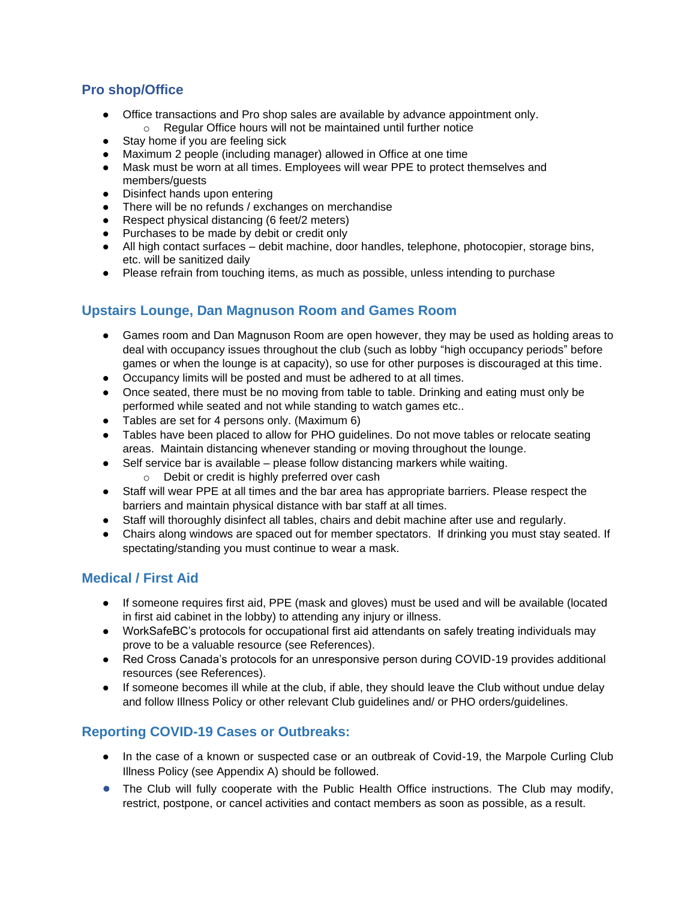## Pro shop/Office

- Office transactions and Pro shop sales are available by advance appointment only.
  - Regular Office hours will not be maintained until further notice
- Stay home if you are feeling sick
- Maximum 2 people (including manager) allowed in Office at one time
- Mask must be worn at all times. Employees will wear PPE to protect themselves and members/guests
- Disinfect hands upon entering
- There will be no refunds / exchanges on merchandise
- Respect physical distancing (6 feet/2 meters)
- Purchases to be made by debit or credit only
- All high contact surfaces – debit machine, door handles, telephone, photocopier, storage bins, etc. will be sanitized daily
- Please refrain from touching items, as much as possible, unless intending to purchase

## Upstairs Lounge, Dan Magnuson Room and Games Room

- Games room and Dan Magnuson Room are open however, they may be used as holding areas to deal with occupancy issues throughout the club (such as lobby "high occupancy periods" before games or when the lounge is at capacity), so use for other purposes is discouraged at this time.
- Occupancy limits will be posted and must be adhered to at all times.
- Once seated, there must be no moving from table to table. Drinking and eating must only be performed while seated and not while standing to watch games etc..
- Tables are set for 4 persons only. (Maximum 6)
- Tables have been placed to allow for PHO guidelines. Do not move tables or relocate seating areas. Maintain distancing whenever standing or moving throughout the lounge.
- Self service bar is available – please follow distancing markers while waiting.
  - Debit or credit is highly preferred over cash
- Staff will wear PPE at all times and the bar area has appropriate barriers. Please respect the barriers and maintain physical distance with bar staff at all times.
- Staff will thoroughly disinfect all tables, chairs and debit machine after use and regularly.
- Chairs along windows are spaced out for member spectators. If drinking you must stay seated. If spectating/standing you must continue to wear a mask.

## Medical / First Aid

- If someone requires first aid, PPE (mask and gloves) must be used and will be available (located in first aid cabinet in the lobby) to attending any injury or illness.
- WorkSafeBC's protocols for occupational first aid attendants on safely treating individuals may prove to be a valuable resource (see References).
- Red Cross Canada's protocols for an unresponsive person during COVID-19 provides additional resources (see References).
- If someone becomes ill while at the club, if able, they should leave the Club without undue delay and follow Illness Policy or other relevant Club guidelines and/ or PHO orders/guidelines.

## Reporting COVID-19 Cases or Outbreaks:

- In the case of a known or suspected case or an outbreak of Covid-19, the Marpole Curling Club Illness Policy (see Appendix A) should be followed.
- The Club will fully cooperate with the Public Health Office instructions. The Club may modify, restrict, postpone, or cancel activities and contact members as soon as possible, as a result.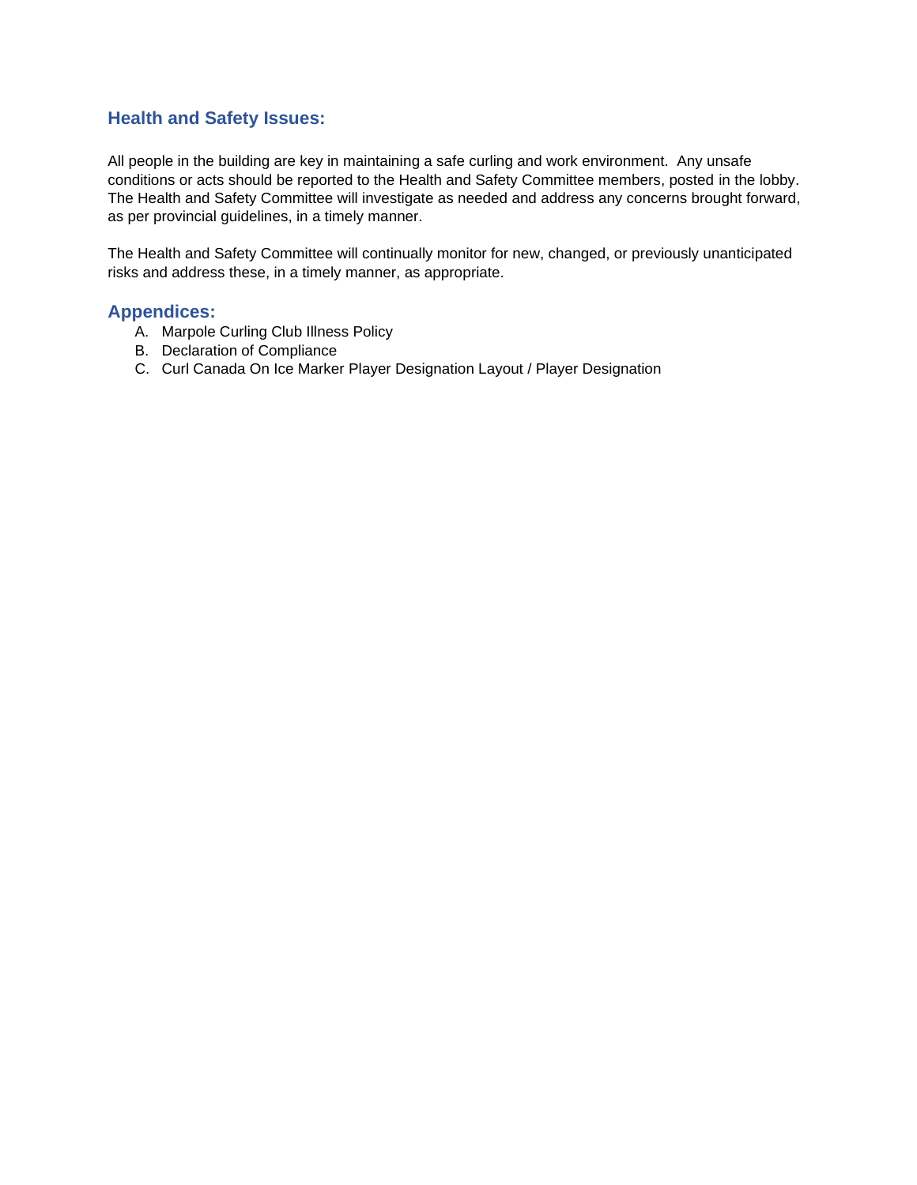## Health and Safety Issues:

All people in the building are key in maintaining a safe curling and work environment. Any unsafe conditions or acts should be reported to the Health and Safety Committee members, posted in the lobby. The Health and Safety Committee will investigate as needed and address any concerns brought forward, as per provincial guidelines, in a timely manner.

The Health and Safety Committee will continually monitor for new, changed, or previously unanticipated risks and address these, in a timely manner, as appropriate.

## Appendices:

A. Marpole Curling Club Illness Policy
B. Declaration of Compliance
C. Curl Canada On Ice Marker Player Designation Layout / Player Designation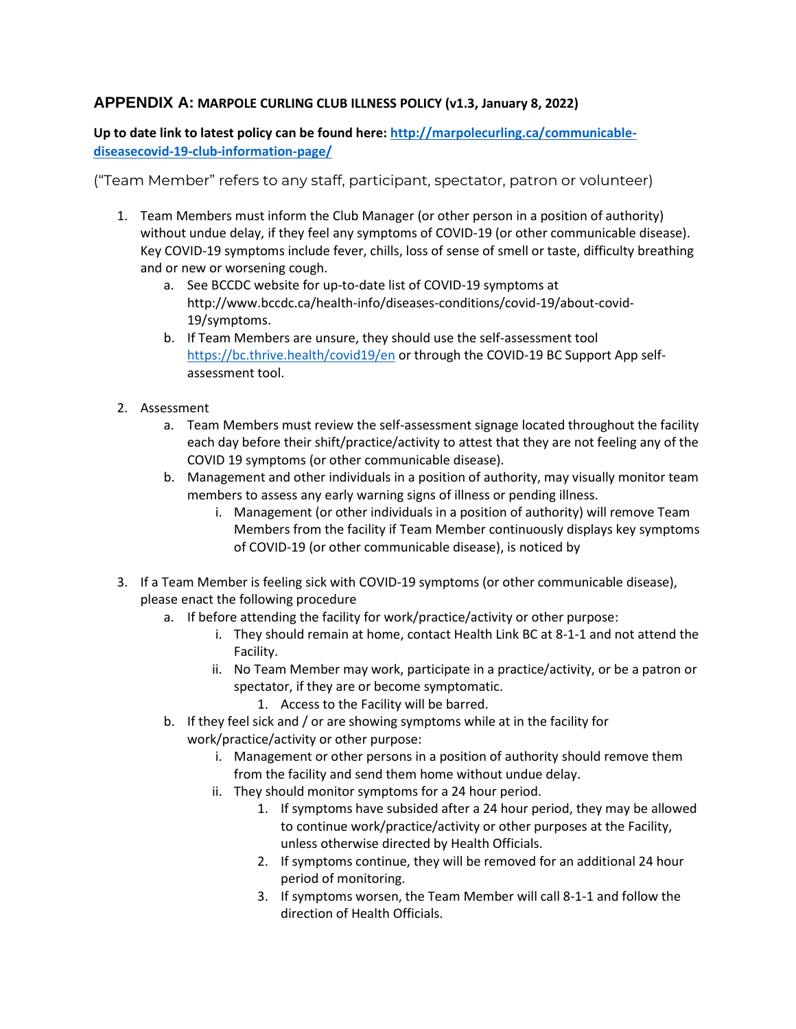## APPENDIX A: MARPOLE CURLING CLUB ILLNESS POLICY (v1.3, January 8, 2022)

**Up to date link to latest policy can be found here: [http://marpolecurling.ca/communicable-diseasecovid-19-club-information-page/](http://marpolecurling.ca/communicable-diseasecovid-19-club-information-page/)**

("Team Member" refers to any staff, participant, spectator, patron or volunteer)

1. Team Members must inform the Club Manager (or other person in a position of authority) without undue delay, if they feel any symptoms of COVID-19 (or other communicable disease). Key COVID-19 symptoms include fever, chills, loss of sense of smell or taste, difficulty breathing and or new or worsening cough.
    a. See BCCDC website for up-to-date list of COVID-19 symptoms at http://www.bccdc.ca/health-info/diseases-conditions/covid-19/about-covid-19/symptoms.
    b. If Team Members are unsure, they should use the self-assessment tool [https://bc.thrive.health/covid19/en](https://bc.thrive.health/covid19/en) or through the COVID-19 BC Support App self-assessment tool.

2. Assessment
    a. Team Members must review the self-assessment signage located throughout the facility each day before their shift/practice/activity to attest that they are not feeling any of the COVID 19 symptoms (or other communicable disease).
    b. Management and other individuals in a position of authority, may visually monitor team members to assess any early warning signs of illness or pending illness.
        i. Management (or other individuals in a position of authority) will remove Team Members from the facility if Team Member continuously displays key symptoms of COVID-19 (or other communicable disease), is noticed by

3. If a Team Member is feeling sick with COVID-19 symptoms (or other communicable disease), please enact the following procedure
    a. If before attending the facility for work/practice/activity or other purpose:
        i. They should remain at home, contact Health Link BC at 8-1-1 and not attend the Facility.
        ii. No Team Member may work, participate in a practice/activity, or be a patron or spectator, if they are or become symptomatic.
            1. Access to the Facility will be barred.
    b. If they feel sick and / or are showing symptoms while at in the facility for work/practice/activity or other purpose:
        i. Management or other persons in a position of authority should remove them from the facility and send them home without undue delay.
        ii. They should monitor symptoms for a 24 hour period.
            1. If symptoms have subsided after a 24 hour period, they may be allowed to continue work/practice/activity or other purposes at the Facility, unless otherwise directed by Health Officials.
            2. If symptoms continue, they will be removed for an additional 24 hour period of monitoring.
            3. If symptoms worsen, the Team Member will call 8-1-1 and follow the direction of Health Officials.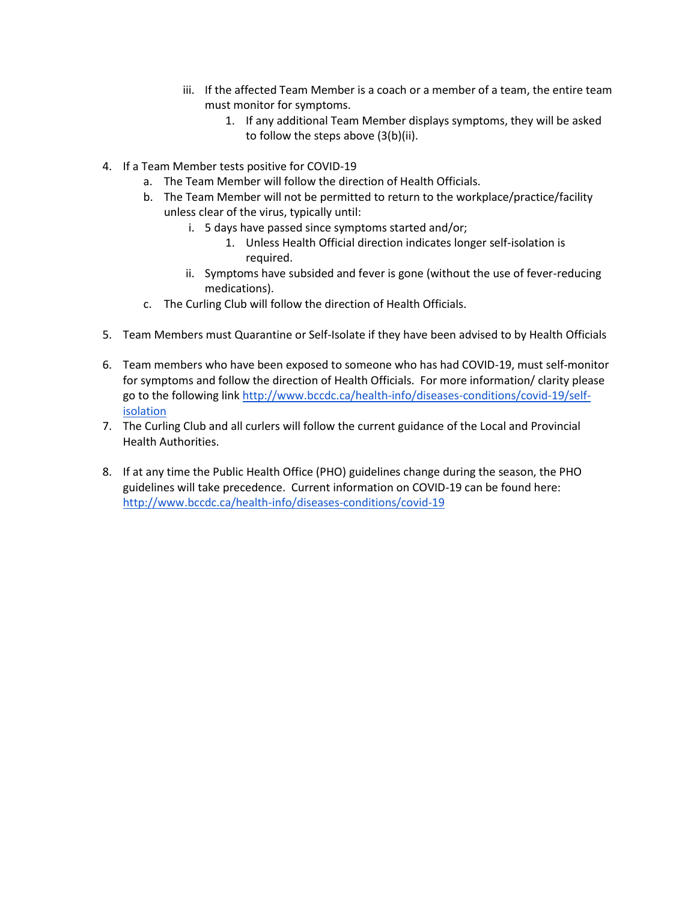iii. If the affected Team Member is a coach or a member of a team, the entire team must monitor for symptoms.
      1. If any additional Team Member displays symptoms, they will be asked to follow the steps above (3(b)(ii).

4. If a Team Member tests positive for COVID-19
   a. The Team Member will follow the direction of Health Officials.
   b. The Team Member will not be permitted to return to the workplace/practice/facility unless clear of the virus, typically until:
      i. 5 days have passed since symptoms started and/or;
         1. Unless Health Official direction indicates longer self-isolation is required.
      ii. Symptoms have subsided and fever is gone (without the use of fever-reducing medications).
   c. The Curling Club will follow the direction of Health Officials.

5. Team Members must Quarantine or Self-Isolate if they have been advised to by Health Officials

6. Team members who have been exposed to someone who has had COVID-19, must self-monitor for symptoms and follow the direction of Health Officials. For more information/ clarity please go to the following link [http://www.bccdc.ca/health-info/diseases-conditions/covid-19/self-isolation](http://www.bccdc.ca/health-info/diseases-conditions/covid-19/self-isolation)
7. The Curling Club and all curlers will follow the current guidance of the Local and Provincial Health Authorities.

8. If at any time the Public Health Office (PHO) guidelines change during the season, the PHO guidelines will take precedence. Current information on COVID-19 can be found here: [http://www.bccdc.ca/health-info/diseases-conditions/covid-19](http://www.bccdc.ca/health-info/diseases-conditions/covid-19)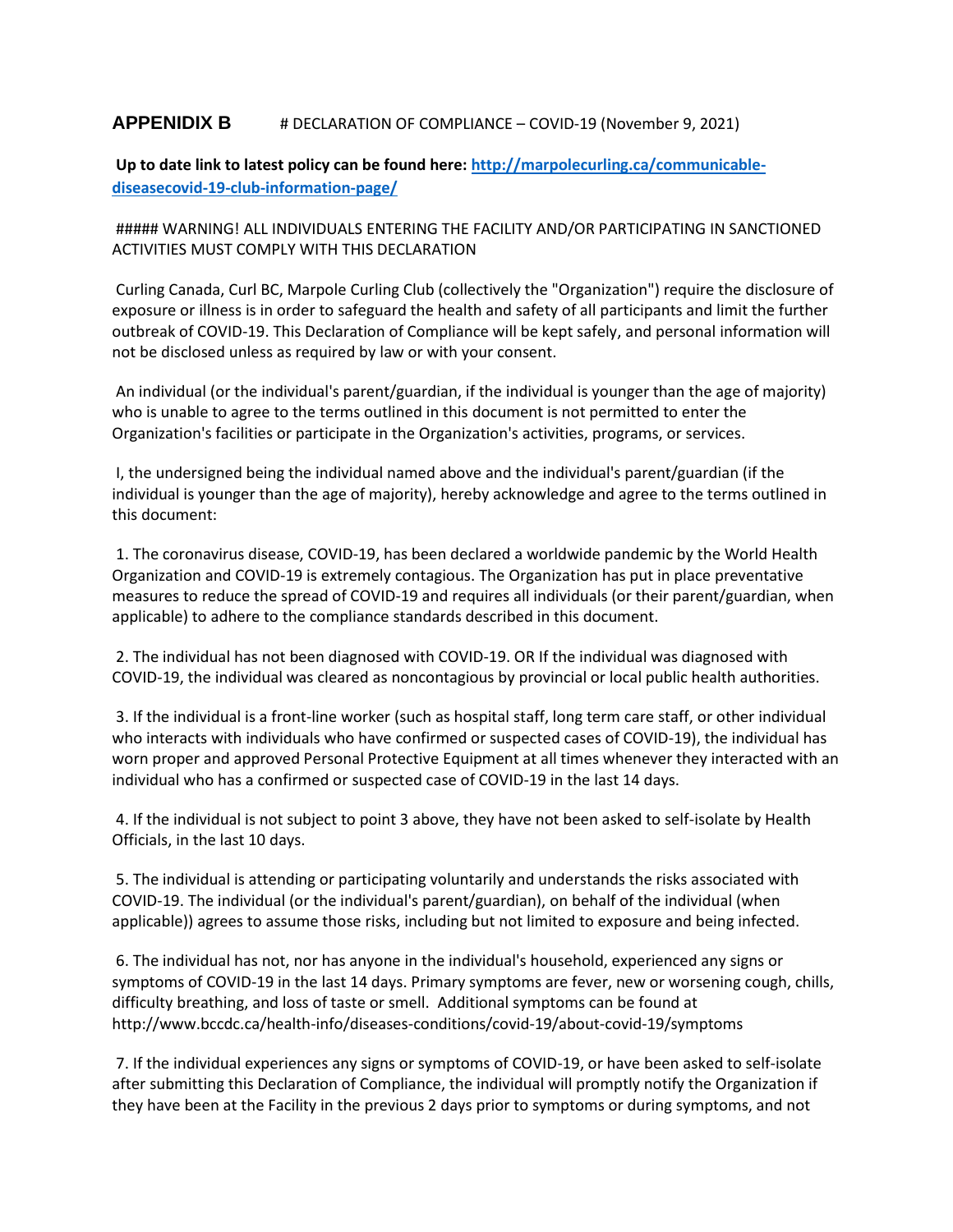**APPENDIX B** # DECLARATION OF COMPLIANCE – COVID-19 (November 9, 2021)

**Up to date link to latest policy can be found here: [http://marpolecurling.ca/communicable-diseasecovid-19-club-information-page/](http://marpolecurling.ca/communicable-diseasecovid-19-club-information-page/)**

##### WARNING! ALL INDIVIDUALS ENTERING THE FACILITY AND/OR PARTICIPATING IN SANCTIONED ACTIVITIES MUST COMPLY WITH THIS DECLARATION

Curling Canada, Curl BC, Marpole Curling Club (collectively the "Organization") require the disclosure of exposure or illness is in order to safeguard the health and safety of all participants and limit the further outbreak of COVID-19. This Declaration of Compliance will be kept safely, and personal information will not be disclosed unless as required by law or with your consent.

An individual (or the individual's parent/guardian, if the individual is younger than the age of majority) who is unable to agree to the terms outlined in this document is not permitted to enter the Organization's facilities or participate in the Organization's activities, programs, or services.

I, the undersigned being the individual named above and the individual's parent/guardian (if the individual is younger than the age of majority), hereby acknowledge and agree to the terms outlined in this document:

1. The coronavirus disease, COVID-19, has been declared a worldwide pandemic by the World Health Organization and COVID-19 is extremely contagious. The Organization has put in place preventative measures to reduce the spread of COVID-19 and requires all individuals (or their parent/guardian, when applicable) to adhere to the compliance standards described in this document.

2. The individual has not been diagnosed with COVID-19. OR If the individual was diagnosed with COVID-19, the individual was cleared as noncontagious by provincial or local public health authorities.

3. If the individual is a front-line worker (such as hospital staff, long term care staff, or other individual who interacts with individuals who have confirmed or suspected cases of COVID-19), the individual has worn proper and approved Personal Protective Equipment at all times whenever they interacted with an individual who has a confirmed or suspected case of COVID-19 in the last 14 days.

4. If the individual is not subject to point 3 above, they have not been asked to self-isolate by Health Officials, in the last 10 days.

5. The individual is attending or participating voluntarily and understands the risks associated with COVID-19. The individual (or the individual's parent/guardian), on behalf of the individual (when applicable)) agrees to assume those risks, including but not limited to exposure and being infected.

6. The individual has not, nor has anyone in the individual's household, experienced any signs or symptoms of COVID-19 in the last 14 days. Primary symptoms are fever, new or worsening cough, chills, difficulty breathing, and loss of taste or smell. Additional symptoms can be found at http://www.bccdc.ca/health-info/diseases-conditions/covid-19/about-covid-19/symptoms

7. If the individual experiences any signs or symptoms of COVID-19, or have been asked to self-isolate after submitting this Declaration of Compliance, the individual will promptly notify the Organization if they have been at the Facility in the previous 2 days prior to symptoms or during symptoms, and not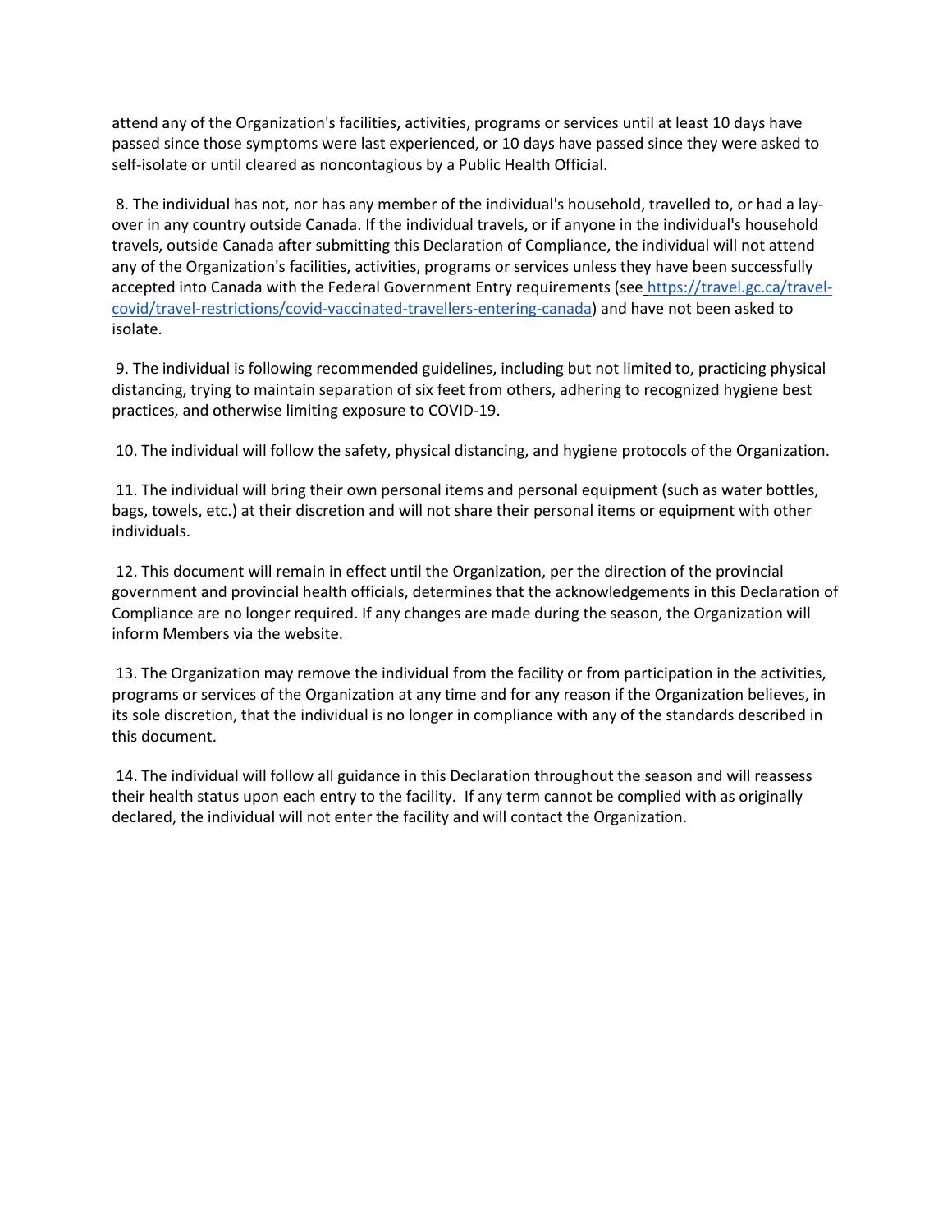attend any of the Organization's facilities, activities, programs or services until at least 10 days have passed since those symptoms were last experienced, or 10 days have passed since they were asked to self-isolate or until cleared as noncontagious by a Public Health Official.

8. The individual has not, nor has any member of the individual's household, travelled to, or had a lay-over in any country outside Canada. If the individual travels, or if anyone in the individual's household travels, outside Canada after submitting this Declaration of Compliance, the individual will not attend any of the Organization's facilities, activities, programs or services unless they have been successfully accepted into Canada with the Federal Government Entry requirements (see [https://travel.gc.ca/travel-covid/travel-restrictions/covid-vaccinated-travellers-entering-canada](https://travel.gc.ca/travel-covid/travel-restrictions/covid-vaccinated-travellers-entering-canada)) and have not been asked to isolate.

9. The individual is following recommended guidelines, including but not limited to, practicing physical distancing, trying to maintain separation of six feet from others, adhering to recognized hygiene best practices, and otherwise limiting exposure to COVID-19.

10. The individual will follow the safety, physical distancing, and hygiene protocols of the Organization.

11. The individual will bring their own personal items and personal equipment (such as water bottles, bags, towels, etc.) at their discretion and will not share their personal items or equipment with other individuals.

12. This document will remain in effect until the Organization, per the direction of the provincial government and provincial health officials, determines that the acknowledgements in this Declaration of Compliance are no longer required. If any changes are made during the season, the Organization will inform Members via the website.

13. The Organization may remove the individual from the facility or from participation in the activities, programs or services of the Organization at any time and for any reason if the Organization believes, in its sole discretion, that the individual is no longer in compliance with any of the standards described in this document.

14. The individual will follow all guidance in this Declaration throughout the season and will reassess their health status upon each entry to the facility. If any term cannot be complied with as originally declared, the individual will not enter the facility and will contact the Organization.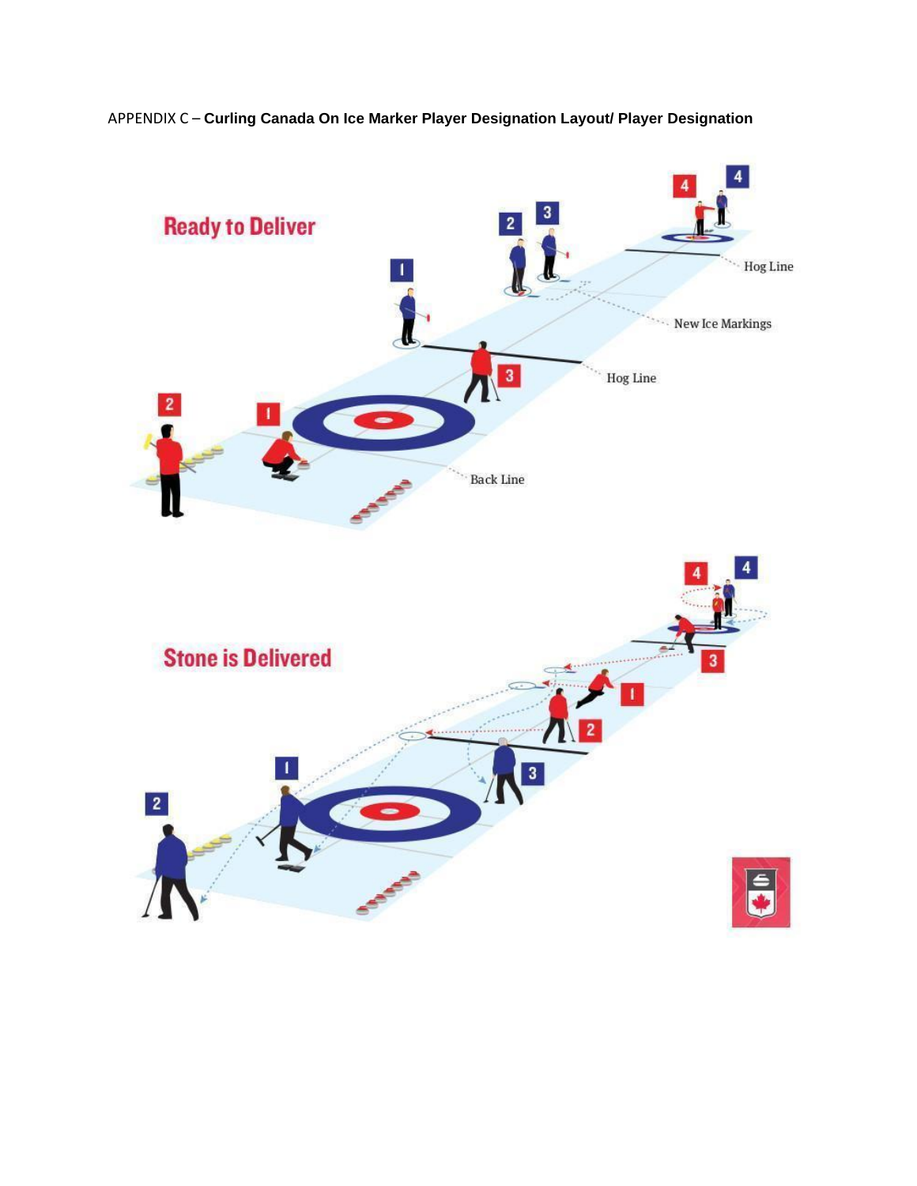APPENDIX C – **Curling Canada On Ice Marker Player Designation Layout/ Player Designation**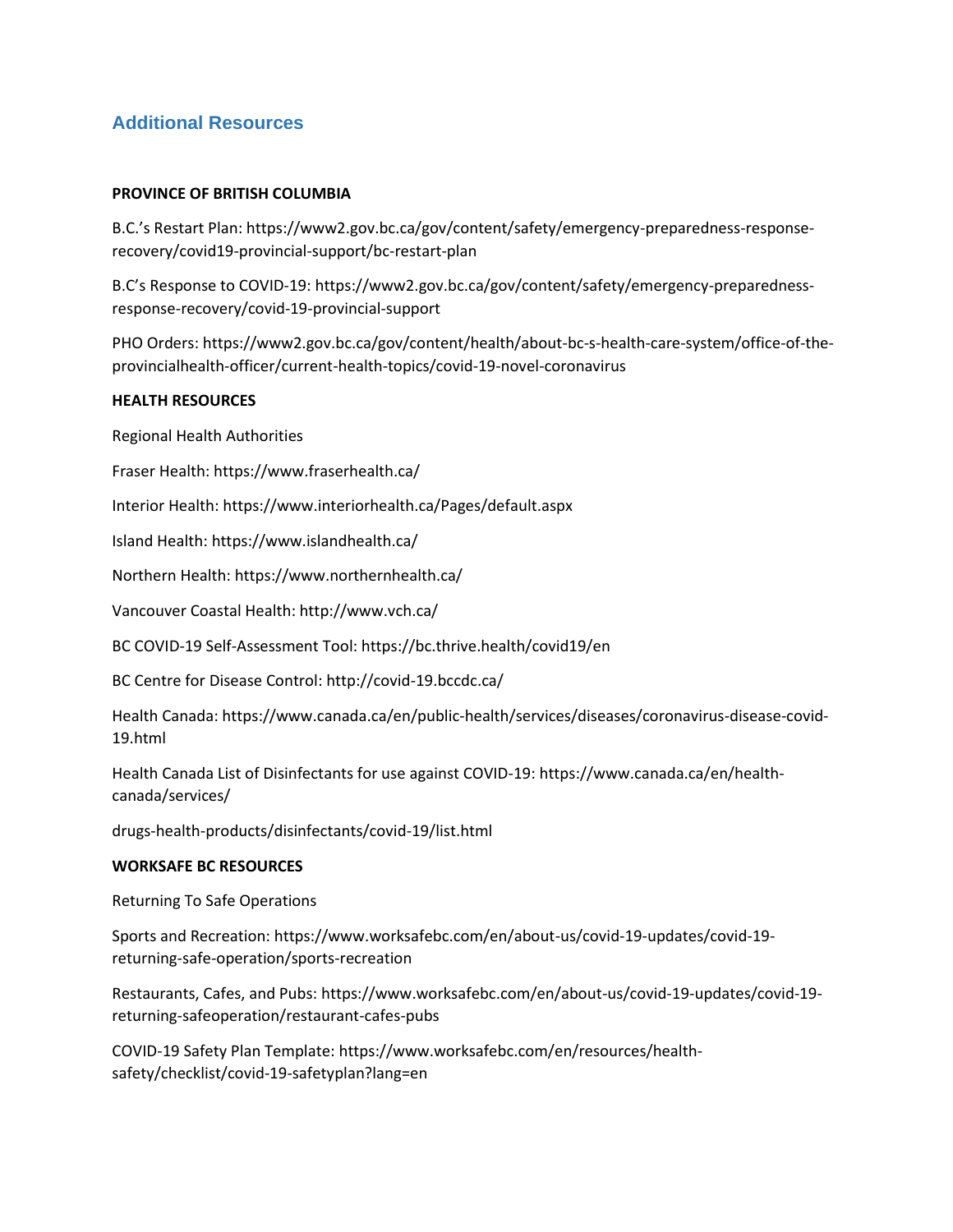## Additional Resources

**PROVINCE OF BRITISH COLUMBIA**

B.C.'s Restart Plan: https://www2.gov.bc.ca/gov/content/safety/emergency-preparedness-response-recovery/covid19-provincial-support/bc-restart-plan

B.C's Response to COVID-19: https://www2.gov.bc.ca/gov/content/safety/emergency-preparedness-response-recovery/covid-19-provincial-support

PHO Orders: https://www2.gov.bc.ca/gov/content/health/about-bc-s-health-care-system/office-of-the-provincialhealth-officer/current-health-topics/covid-19-novel-coronavirus

**HEALTH RESOURCES**

Regional Health Authorities

Fraser Health: https://www.fraserhealth.ca/

Interior Health: https://www.interiorhealth.ca/Pages/default.aspx

Island Health: https://www.islandhealth.ca/

Northern Health: https://www.northernhealth.ca/

Vancouver Coastal Health: http://www.vch.ca/

BC COVID-19 Self-Assessment Tool: https://bc.thrive.health/covid19/en

BC Centre for Disease Control: http://covid-19.bccdc.ca/

Health Canada: https://www.canada.ca/en/public-health/services/diseases/coronavirus-disease-covid-19.html

Health Canada List of Disinfectants for use against COVID-19: https://www.canada.ca/en/health-canada/services/

drugs-health-products/disinfectants/covid-19/list.html

**WORKSAFE BC RESOURCES**

Returning To Safe Operations

Sports and Recreation: https://www.worksafebc.com/en/about-us/covid-19-updates/covid-19-returning-safe-operation/sports-recreation

Restaurants, Cafes, and Pubs: https://www.worksafebc.com/en/about-us/covid-19-updates/covid-19-returning-safeoperation/restaurant-cafes-pubs

COVID-19 Safety Plan Template: https://www.worksafebc.com/en/resources/health-safety/checklist/covid-19-safetyplan?lang=en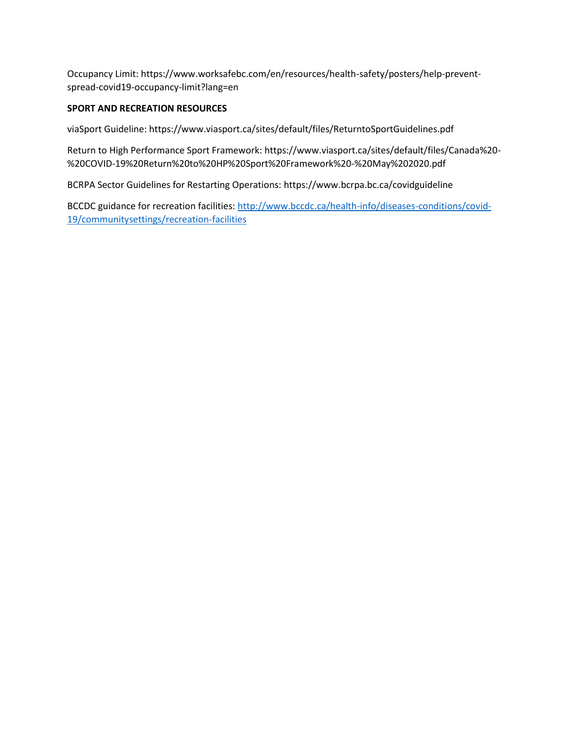Occupancy Limit: https://www.worksafebc.com/en/resources/health-safety/posters/help-prevent-spread-covid19-occupancy-limit?lang=en

**SPORT AND RECREATION RESOURCES**

viaSport Guideline: https://www.viasport.ca/sites/default/files/ReturntoSportGuidelines.pdf

Return to High Performance Sport Framework: https://www.viasport.ca/sites/default/files/Canada%20-%20COVID-19%20Return%20to%20HP%20Sport%20Framework%20-%20May%202020.pdf

BCRPA Sector Guidelines for Restarting Operations: https://www.bcrpa.bc.ca/covidguideline

BCCDC guidance for recreation facilities: [http://www.bccdc.ca/health-info/diseases-conditions/covid-19/communitysettings/recreation-facilities](http://www.bccdc.ca/health-info/diseases-conditions/covid-19/communitysettings/recreation-facilities)